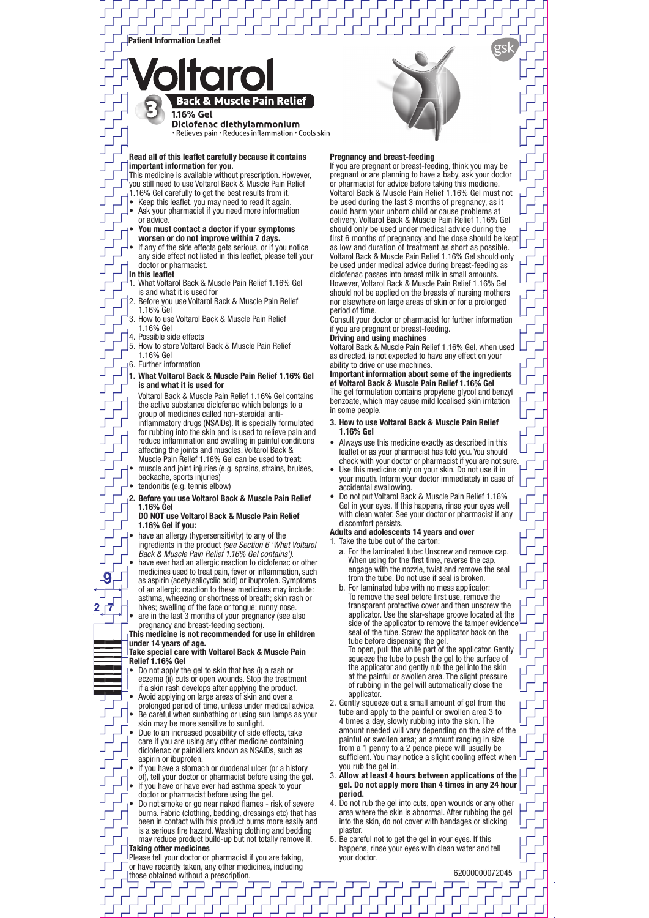Patient Information Leaflet

# Voltarol

**Back & Muscle Pain Relief**

1.16% Gel

Diclofenac diethylammonium

• Relieves pain • Reduces inflammation • Cools skin

**Read all of this leaflet carefully because it contains important information for you.**

This medicine is available without prescription. However, you still need to use Voltarol Back & Muscle Pain Relief 1.16% Gel carefully to get the best results from it.

- Keep this leaflet, you may need to read it again.
- Ask your pharmacist if you need more information or advice.
- **You must contact a doctor if your symptoms worsen or do not improve within 7 days.**
- If any of the side effects gets serious, or if you notice any side effect not listed in this leaflet, please tell your doctor or pharmacist.

**In this leaflet**

1. What Voltarol Back & Muscle Pain Relief 1.16% Gel is and what it is used for
2. Before you use Voltarol Back & Muscle Pain Relief 1.16% Gel
3. How to use Voltarol Back & Muscle Pain Relief 1.16% Gel
4. Possible side effects
5. How to store Voltarol Back & Muscle Pain Relief 1.16% Gel
6. Further information

## 1. What Voltarol Back & Muscle Pain Relief 1.16% Gel is and what it is used for

Voltarol Back & Muscle Pain Relief 1.16% Gel contains the active substance diclofenac which belongs to a group of medicines called non-steroidal anti-inflammatory drugs (NSAIDs). It is specially formulated for rubbing into the skin and is used to relieve pain and reduce inflammation and swelling in painful conditions affecting the joints and muscles. Voltarol Back & Muscle Pain Relief 1.16% Gel can be used to treat:

- muscle and joint injuries (e.g. sprains, strains, bruises, backache, sports injuries)
- tendonitis (e.g. tennis elbow)

## 2. Before you use Voltarol Back & Muscle Pain Relief 1.16% Gel

**DO NOT use Voltarol Back & Muscle Pain Relief 1.16% Gel if you:**

- have an allergy (hypersensitivity) to any of the ingredients in the product *(see Section 6 'What Voltarol Back & Muscle Pain Relief 1.16% Gel contains')*.
- have ever had an allergic reaction to diclofenac or other medicines used to treat pain, fever or inflammation, such as aspirin (acetylsalicylic acid) or ibuprofen. Symptoms of an allergic reaction to these medicines may include: asthma, wheezing or shortness of breath; skin rash or hives; swelling of the face or tongue; runny nose.
- are in the last 3 months of your pregnancy (see also pregnancy and breast-feeding section).

**This medicine is not recommended for use in children under 14 years of age.**

**Take special care with Voltarol Back & Muscle Pain Relief 1.16% Gel**

- Do not apply the gel to skin that has (i) a rash or eczema (ii) cuts or open wounds. Stop the treatment if a skin rash develops after applying the product.
- Avoid applying on large areas of skin and over a prolonged period of time, unless under medical advice.
- Be careful when sunbathing or using sun lamps as your skin may be more sensitive to sunlight.
- Due to an increased possibility of side effects, take care if you are using any other medicine containing diclofenac or painkillers known as NSAIDs, such as aspirin or ibuprofen.
- If you have a stomach or duodenal ulcer (or a history of), tell your doctor or pharmacist before using the gel.
- If you have or have ever had asthma speak to your doctor or pharmacist before using the gel.
- Do not smoke or go near naked flames - risk of severe burns. Fabric (clothing, bedding, dressings etc) that has been in contact with this product burns more easily and is a serious fire hazard. Washing clothing and bedding may reduce product build-up but not totally remove it.

**Taking other medicines**

Please tell your doctor or pharmacist if you are taking, or have recently taken, any other medicines, including those obtained without a prescription.

**Pregnancy and breast-feeding**

If you are pregnant or breast-feeding, think you may be pregnant or are planning to have a baby, ask your doctor or pharmacist for advice before taking this medicine. Voltarol Back & Muscle Pain Relief 1.16% Gel must not be used during the last 3 months of pregnancy, as it could harm your unborn child or cause problems at delivery. Voltarol Back & Muscle Pain Relief 1.16% Gel should only be used under medical advice during the first 6 months of pregnancy and the dose should be kept as low and duration of treatment as short as possible. Voltarol Back & Muscle Pain Relief 1.16% Gel should only be used under medical advice during breast-feeding as diclofenac passes into breast milk in small amounts. However, Voltarol Back & Muscle Pain Relief 1.16% Gel should not be applied on the breasts of nursing mothers nor elsewhere on large areas of skin or for a prolonged period of time.

Consult your doctor or pharmacist for further information if you are pregnant or breast-feeding.

**Driving and using machines**

Voltarol Back & Muscle Pain Relief 1.16% Gel, when used as directed, is not expected to have any effect on your ability to drive or use machines.

**Important information about some of the ingredients of Voltarol Back & Muscle Pain Relief 1.16% Gel**

The gel formulation contains propylene glycol and benzyl benzoate, which may cause mild localised skin irritation in some people.

## 3. How to use Voltarol Back & Muscle Pain Relief 1.16% Gel

- Always use this medicine exactly as described in this leaflet or as your pharmacist has told you. You should check with your doctor or pharmacist if you are not sure.
- Use this medicine only on your skin. Do not use it in your mouth. Inform your doctor immediately in case of accidental swallowing.
- Do not put Voltarol Back & Muscle Pain Relief 1.16% Gel in your eyes. If this happens, rinse your eyes well with clean water. See your doctor or pharmacist if any discomfort persists.

**Adults and adolescents 14 years and over**

1. Take the tube out of the carton:
   a. For the laminated tube: Unscrew and remove cap. When using for the first time, reverse the cap, engage with the nozzle, twist and remove the seal from the tube. Do not use if seal is broken.
   b. For laminated tube with no mess applicator: To remove the seal before first use, remove the transparent protective cover and then unscrew the applicator. Use the star-shape groove located at the side of the applicator to remove the tamper evidence seal of the tube. Screw the applicator back on the tube before dispensing the gel.
   To open, pull the white part of the applicator. Gently squeeze the tube to push the gel to the surface of the applicator and gently rub the gel into the skin at the painful or swollen area. The slight pressure of rubbing in the gel will automatically close the applicator.
2. Gently squeeze out a small amount of gel from the tube and apply to the painful or swollen area 3 to 4 times a day, slowly rubbing into the skin. The amount needed will vary depending on the size of the painful or swollen area; an amount ranging in size from a 1 penny to a 2 pence piece will usually be sufficient. You may notice a slight cooling effect when you rub the gel in.
3. **Allow at least 4 hours between applications of the gel. Do not apply more than 4 times in any 24 hour period.**
4. Do not rub the gel into cuts, open wounds or any other area where the skin is abnormal. After rubbing the gel into the skin, do not cover with bandages or sticking plaster.
5. Be careful not to get the gel in your eyes. If this happens, rinse your eyes with clean water and tell your doctor.

62000000072045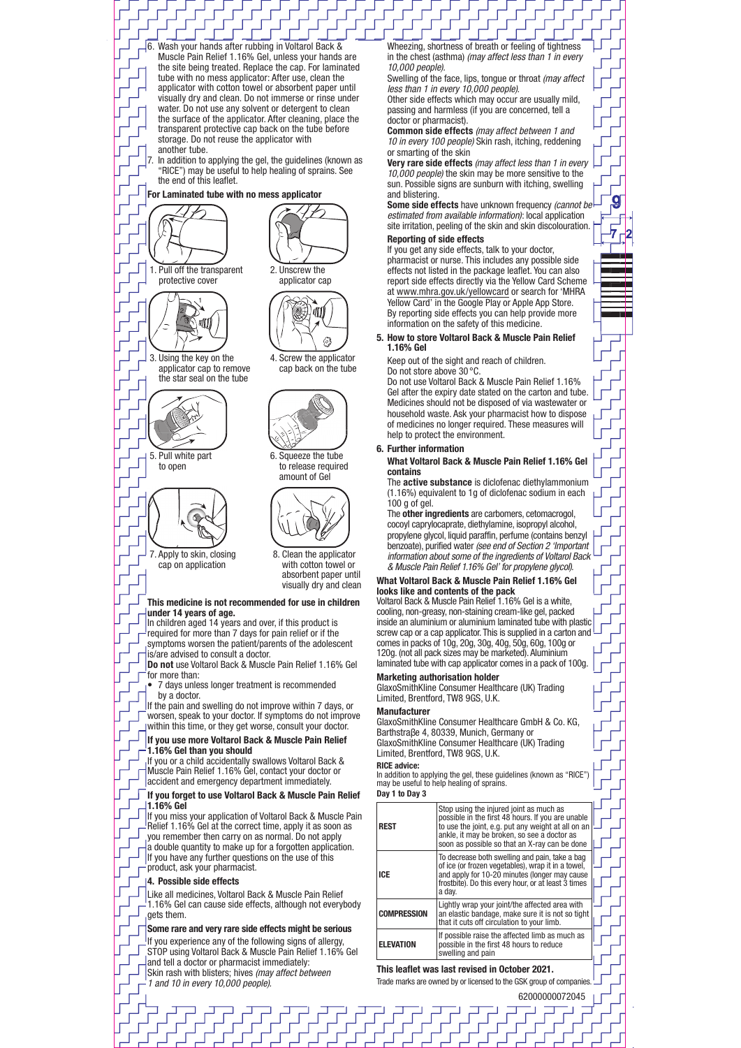6. Wash your hands after rubbing in Voltarol Back & Muscle Pain Relief 1.16% Gel, unless your hands are the site being treated. Replace the cap. For laminated tube with no mess applicator: After use, clean the applicator with cotton towel or absorbent paper until visually dry and clean. Do not immerse or rinse under water. Do not use any solvent or detergent to clean the surface of the applicator. After cleaning, place the transparent protective cap back on the tube before storage. Do not reuse the applicator with another tube.
7. In addition to applying the gel, the guidelines (known as "RICE") may be useful to help healing of sprains. See the end of this leaflet.

**For Laminated tube with no mess applicator**

1. Pull off the transparent protective cover
2. Unscrew the applicator cap
3. Using the key on the applicator cap to remove the star seal on the tube
4. Screw the applicator cap back on the tube
5. Pull white part to open
6. Squeeze the tube to release required amount of Gel
7. Apply to skin, closing cap on application
8. Clean the applicator with cotton towel or absorbent paper until visually dry and clean

**This medicine is not recommended for use in children under 14 years of age.**

In children aged 14 years and over, if this product is required for more than 7 days for pain relief or if the symptoms worsen the patient/parents of the adolescent is/are advised to consult a doctor.

**Do not** use Voltarol Back & Muscle Pain Relief 1.16% Gel for more than:

- 7 days unless longer treatment is recommended by a doctor.

If the pain and swelling do not improve within 7 days, or worsen, speak to your doctor. If symptoms do not improve within this time, or they get worse, consult your doctor.

**If you use more Voltarol Back & Muscle Pain Relief 1.16% Gel than you should**

If you or a child accidentally swallows Voltarol Back & Muscle Pain Relief 1.16% Gel, contact your doctor or accident and emergency department immediately.

**If you forget to use Voltarol Back & Muscle Pain Relief 1.16% Gel**

If you miss your application of Voltarol Back & Muscle Pain Relief 1.16% Gel at the correct time, apply it as soon as you remember then carry on as normal. Do not apply a double quantity to make up for a forgotten application. If you have any further questions on the use of this product, ask your pharmacist.

## 4. Possible side effects

Like all medicines, Voltarol Back & Muscle Pain Relief 1.16% Gel can cause side effects, although not everybody gets them.

**Some rare and very rare side effects might be serious**

If you experience any of the following signs of allergy, STOP using Voltarol Back & Muscle Pain Relief 1.16% Gel and tell a doctor or pharmacist immediately:
Skin rash with blisters; hives *(may affect between 1 and 10 in every 10,000 people).*
Wheezing, shortness of breath or feeling of tightness in the chest (asthma) *(may affect less than 1 in every 10,000 people).*
Swelling of the face, lips, tongue or throat *(may affect less than 1 in every 10,000 people).*

Other side effects which may occur are usually mild, passing and harmless (if you are concerned, tell a doctor or pharmacist).

**Common side effects** *(may affect between 1 and 10 in every 100 people)* Skin rash, itching, reddening or smarting of the skin

**Very rare side effects** *(may affect less than 1 in every 10,000 people)* the skin may be more sensitive to the sun. Possible signs are sunburn with itching, swelling and blistering.

**Some side effects** have unknown frequency *(cannot be estimated from available information)*: local application site irritation, peeling of the skin and skin discolouration.

**Reporting of side effects**

If you get any side effects, talk to your doctor, pharmacist or nurse. This includes any possible side effects not listed in the package leaflet. You can also report side effects directly via the Yellow Card Scheme at www.mhra.gov.uk/yellowcard or search for 'MHRA Yellow Card' in the Google Play or Apple App Store. By reporting side effects you can help provide more information on the safety of this medicine.

## 5. How to store Voltarol Back & Muscle Pain Relief 1.16% Gel

Keep out of the sight and reach of children.
Do not store above 30 °C.
Do not use Voltarol Back & Muscle Pain Relief 1.16% Gel after the expiry date stated on the carton and tube. Medicines should not be disposed of via wastewater or household waste. Ask your pharmacist how to dispose of medicines no longer required. These measures will help to protect the environment.

## 6. Further information

**What Voltarol Back & Muscle Pain Relief 1.16% Gel contains**

The **active substance** is diclofenac diethylammonium (1.16%) equivalent to 1g of diclofenac sodium in each 100 g of gel.

The **other ingredients** are carbomers, cetomacrogol, cocoyl caprylocaprate, diethylamine, isopropyl alcohol, propylene glycol, liquid paraffin, perfume (contains benzyl benzoate), purified water *(see end of Section 2 'Important information about some of the ingredients of Voltarol Back & Muscle Pain Relief 1.16% Gel' for propylene glycol).*

**What Voltarol Back & Muscle Pain Relief 1.16% Gel looks like and contents of the pack**

Voltarol Back & Muscle Pain Relief 1.16% Gel is a white, cooling, non-greasy, non-staining cream-like gel, packed inside an aluminium or aluminium laminated tube with plastic screw cap or a cap applicator. This is supplied in a carton and comes in packs of 10g, 20g, 30g, 40g, 50g, 60g, 100g or 120g. (not all pack sizes may be marketed). Aluminium laminated tube with cap applicator comes in a pack of 100g.

**Marketing authorisation holder**

GlaxoSmithKline Consumer Healthcare (UK) Trading Limited, Brentford, TW8 9GS, U.K.

**Manufacturer**

GlaxoSmithKline Consumer Healthcare GmbH & Co. KG, Barthstraβe 4, 80339, Munich, Germany or
GlaxoSmithKline Consumer Healthcare (UK) Trading Limited, Brentford, TW8 9GS, U.K.

**RICE advice:**

In addition to applying the gel, these guidelines (known as "RICE") may be useful to help healing of sprains.

**Day 1 to Day 3**

| | |
|---|---|
| **REST** | Stop using the injured joint as much as possible in the first 48 hours. If you are unable to use the joint, e.g. put any weight at all on an ankle, it may be broken, so see a doctor as soon as possible so that an X-ray can be done |
| **ICE** | To decrease both swelling and pain, take a bag of ice (or frozen vegetables), wrap it in a towel, and apply for 10-20 minutes (longer may cause frostbite). Do this every hour, or at least 3 times a day. |
| **COMPRESSION** | Lightly wrap your joint/the affected area with an elastic bandage, make sure it is not so tight that it cuts off circulation to your limb. |
| **ELEVATION** | If possible raise the affected limb as much as possible in the first 48 hours to reduce swelling and pain |

**This leaflet was last revised in October 2021.**

Trade marks are owned by or licensed to the GSK group of companies.

62000000072045